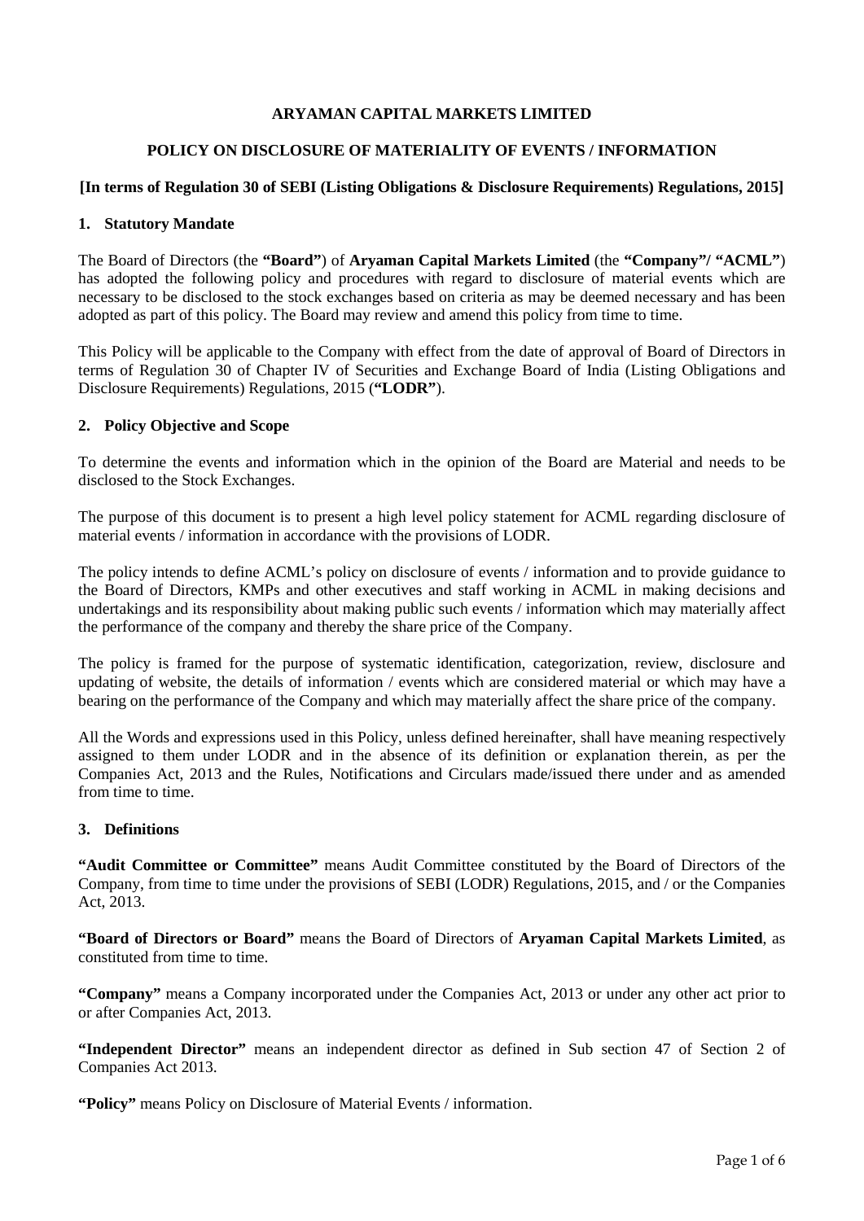# ARYAMAN CAPITAL MARKETS LIMITED

## POLICY ON DISCLOSURE OF MATERIALITY OF EVENTS / INFORMATION

**[In terms of Regulation 30 of SEBI (Listing Obligations & Disclosure Requirements) Regulations, 2015]**

### 1. Statutory Mandate

The Board of Directors (the **"Board"**) of **Aryaman Capital Markets Limited** (the **"Company"/ "ACML"**) has adopted the following policy and procedures with regard to disclosure of material events which are necessary to be disclosed to the stock exchanges based on criteria as may be deemed necessary and has been adopted as part of this policy. The Board may review and amend this policy from time to time.

This Policy will be applicable to the Company with effect from the date of approval of Board of Directors in terms of Regulation 30 of Chapter IV of Securities and Exchange Board of India (Listing Obligations and Disclosure Requirements) Regulations, 2015 (**"LODR"**).

### 2. Policy Objective and Scope

To determine the events and information which in the opinion of the Board are Material and needs to be disclosed to the Stock Exchanges.

The purpose of this document is to present a high level policy statement for ACML regarding disclosure of material events / information in accordance with the provisions of LODR.

The policy intends to define ACML's policy on disclosure of events / information and to provide guidance to the Board of Directors, KMPs and other executives and staff working in ACML in making decisions and undertakings and its responsibility about making public such events / information which may materially affect the performance of the company and thereby the share price of the Company.

The policy is framed for the purpose of systematic identification, categorization, review, disclosure and updating of website, the details of information / events which are considered material or which may have a bearing on the performance of the Company and which may materially affect the share price of the company.

All the Words and expressions used in this Policy, unless defined hereinafter, shall have meaning respectively assigned to them under LODR and in the absence of its definition or explanation therein, as per the Companies Act, 2013 and the Rules, Notifications and Circulars made/issued there under and as amended from time to time.

### 3. Definitions

**"Audit Committee or Committee"** means Audit Committee constituted by the Board of Directors of the Company, from time to time under the provisions of SEBI (LODR) Regulations, 2015, and / or the Companies Act, 2013.

**"Board of Directors or Board"** means the Board of Directors of **Aryaman Capital Markets Limited**, as constituted from time to time.

**"Company"** means a Company incorporated under the Companies Act, 2013 or under any other act prior to or after Companies Act, 2013.

**"Independent Director"** means an independent director as defined in Sub section 47 of Section 2 of Companies Act 2013.

**"Policy"** means Policy on Disclosure of Material Events / information.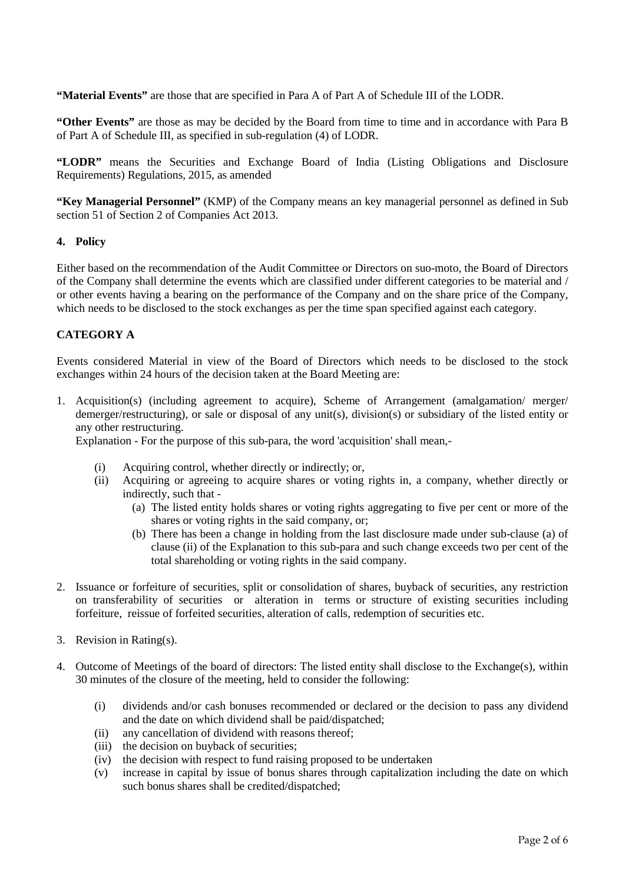**"Material Events"** are those that are specified in Para A of Part A of Schedule III of the LODR.

**"Other Events"** are those as may be decided by the Board from time to time and in accordance with Para B of Part A of Schedule III, as specified in sub-regulation (4) of LODR.

**"LODR"** means the Securities and Exchange Board of India (Listing Obligations and Disclosure Requirements) Regulations, 2015, as amended

**"Key Managerial Personnel"** (KMP) of the Company means an key managerial personnel as defined in Sub section 51 of Section 2 of Companies Act 2013.

## 4. Policy

Either based on the recommendation of the Audit Committee or Directors on suo-moto, the Board of Directors of the Company shall determine the events which are classified under different categories to be material and / or other events having a bearing on the performance of the Company and on the share price of the Company, which needs to be disclosed to the stock exchanges as per the time span specified against each category.

### CATEGORY A

Events considered Material in view of the Board of Directors which needs to be disclosed to the stock exchanges within 24 hours of the decision taken at the Board Meeting are:

1. Acquisition(s) (including agreement to acquire), Scheme of Arrangement (amalgamation/ merger/ demerger/restructuring), or sale or disposal of any unit(s), division(s) or subsidiary of the listed entity or any other restructuring.
   Explanation - For the purpose of this sub-para, the word 'acquisition' shall mean,-
   (i) Acquiring control, whether directly or indirectly; or,
   (ii) Acquiring or agreeing to acquire shares or voting rights in, a company, whether directly or indirectly, such that -
      (a) The listed entity holds shares or voting rights aggregating to five per cent or more of the shares or voting rights in the said company, or;
      (b) There has been a change in holding from the last disclosure made under sub-clause (a) of clause (ii) of the Explanation to this sub-para and such change exceeds two per cent of the total shareholding or voting rights in the said company.

2. Issuance or forfeiture of securities, split or consolidation of shares, buyback of securities, any restriction on transferability of securities or alteration in terms or structure of existing securities including forfeiture, reissue of forfeited securities, alteration of calls, redemption of securities etc.

3. Revision in Rating(s).

4. Outcome of Meetings of the board of directors: The listed entity shall disclose to the Exchange(s), within 30 minutes of the closure of the meeting, held to consider the following:
   (i) dividends and/or cash bonuses recommended or declared or the decision to pass any dividend and the date on which dividend shall be paid/dispatched;
   (ii) any cancellation of dividend with reasons thereof;
   (iii) the decision on buyback of securities;
   (iv) the decision with respect to fund raising proposed to be undertaken
   (v) increase in capital by issue of bonus shares through capitalization including the date on which such bonus shares shall be credited/dispatched;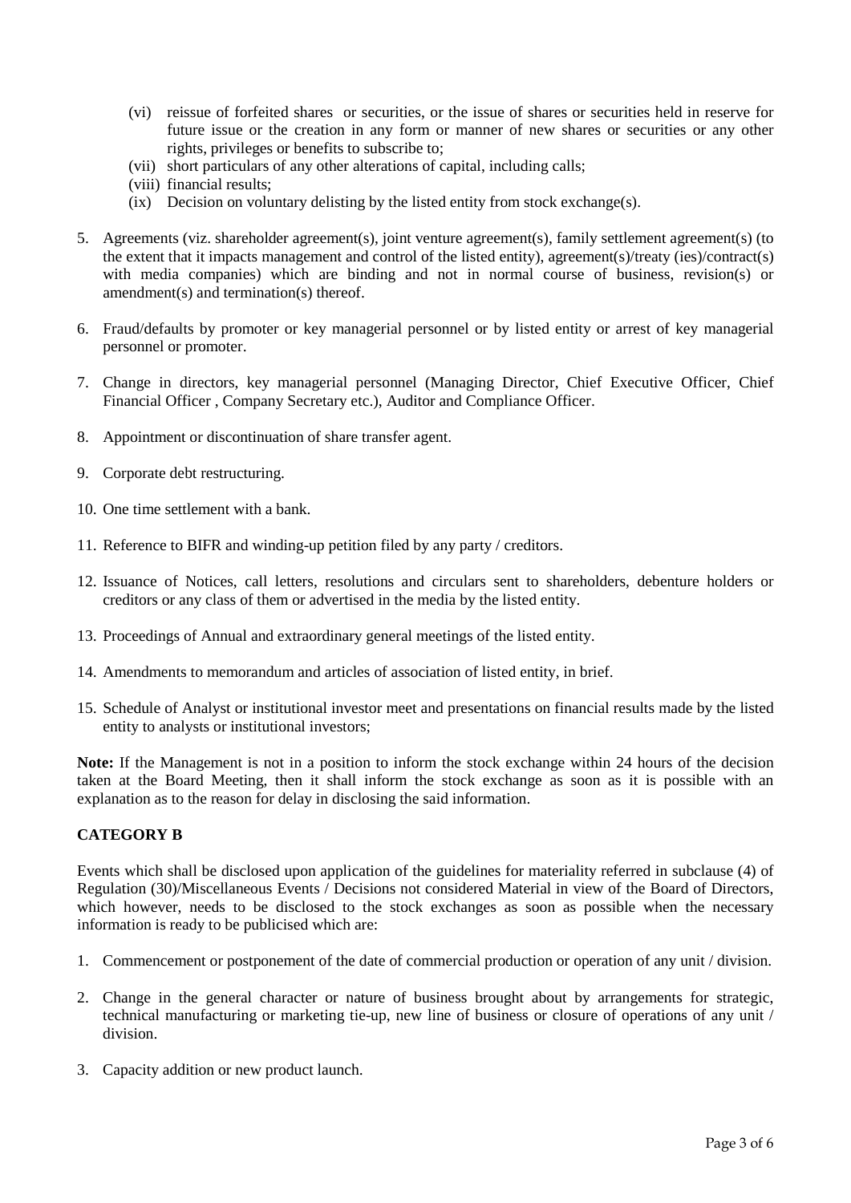(vi) reissue of forfeited shares or securities, or the issue of shares or securities held in reserve for future issue or the creation in any form or manner of new shares or securities or any other rights, privileges or benefits to subscribe to;

(vii) short particulars of any other alterations of capital, including calls;

(viii) financial results;

(ix) Decision on voluntary delisting by the listed entity from stock exchange(s).

5. Agreements (viz. shareholder agreement(s), joint venture agreement(s), family settlement agreement(s) (to the extent that it impacts management and control of the listed entity), agreement(s)/treaty (ies)/contract(s) with media companies) which are binding and not in normal course of business, revision(s) or amendment(s) and termination(s) thereof.

6. Fraud/defaults by promoter or key managerial personnel or by listed entity or arrest of key managerial personnel or promoter.

7. Change in directors, key managerial personnel (Managing Director, Chief Executive Officer, Chief Financial Officer , Company Secretary etc.), Auditor and Compliance Officer.

8. Appointment or discontinuation of share transfer agent.

9. Corporate debt restructuring.

10. One time settlement with a bank.

11. Reference to BIFR and winding-up petition filed by any party / creditors.

12. Issuance of Notices, call letters, resolutions and circulars sent to shareholders, debenture holders or creditors or any class of them or advertised in the media by the listed entity.

13. Proceedings of Annual and extraordinary general meetings of the listed entity.

14. Amendments to memorandum and articles of association of listed entity, in brief.

15. Schedule of Analyst or institutional investor meet and presentations on financial results made by the listed entity to analysts or institutional investors;

**Note:** If the Management is not in a position to inform the stock exchange within 24 hours of the decision taken at the Board Meeting, then it shall inform the stock exchange as soon as it is possible with an explanation as to the reason for delay in disclosing the said information.

### CATEGORY B

Events which shall be disclosed upon application of the guidelines for materiality referred in subclause (4) of Regulation (30)/Miscellaneous Events / Decisions not considered Material in view of the Board of Directors, which however, needs to be disclosed to the stock exchanges as soon as possible when the necessary information is ready to be publicised which are:

1. Commencement or postponement of the date of commercial production or operation of any unit / division.

2. Change in the general character or nature of business brought about by arrangements for strategic, technical manufacturing or marketing tie-up, new line of business or closure of operations of any unit / division.

3. Capacity addition or new product launch.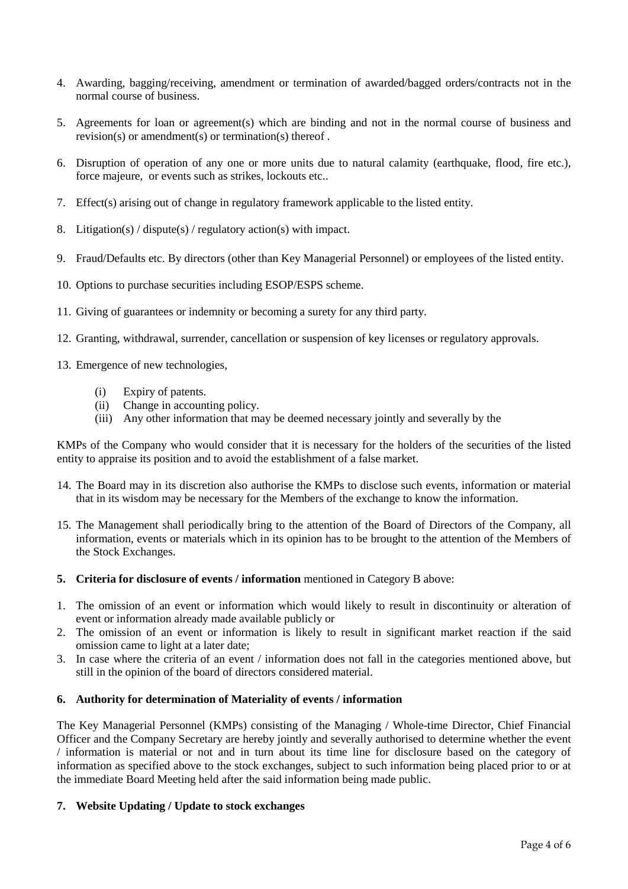4. Awarding, bagging/receiving, amendment or termination of awarded/bagged orders/contracts not in the normal course of business.

5. Agreements for loan or agreement(s) which are binding and not in the normal course of business and revision(s) or amendment(s) or termination(s) thereof .

6. Disruption of operation of any one or more units due to natural calamity (earthquake, flood, fire etc.), force majeure, or events such as strikes, lockouts etc..

7. Effect(s) arising out of change in regulatory framework applicable to the listed entity.

8. Litigation(s) / dispute(s) / regulatory action(s) with impact.

9. Fraud/Defaults etc. By directors (other than Key Managerial Personnel) or employees of the listed entity.

10. Options to purchase securities including ESOP/ESPS scheme.

11. Giving of guarantees or indemnity or becoming a surety for any third party.

12. Granting, withdrawal, surrender, cancellation or suspension of key licenses or regulatory approvals.

13. Emergence of new technologies,

    (i) Expiry of patents.
    (ii) Change in accounting policy.
    (iii) Any other information that may be deemed necessary jointly and severally by the

KMPs of the Company who would consider that it is necessary for the holders of the securities of the listed entity to appraise its position and to avoid the establishment of a false market.

14. The Board may in its discretion also authorise the KMPs to disclose such events, information or material that in its wisdom may be necessary for the Members of the exchange to know the information.

15. The Management shall periodically bring to the attention of the Board of Directors of the Company, all information, events or materials which in its opinion has to be brought to the attention of the Members of the Stock Exchanges.

**5. Criteria for disclosure of events / information** mentioned in Category B above:

1. The omission of an event or information which would likely to result in discontinuity or alteration of event or information already made available publicly or
2. The omission of an event or information is likely to result in significant market reaction if the said omission came to light at a later date;
3. In case where the criteria of an event / information does not fall in the categories mentioned above, but still in the opinion of the board of directors considered material.

**6. Authority for determination of Materiality of events / information**

The Key Managerial Personnel (KMPs) consisting of the Managing / Whole-time Director, Chief Financial Officer and the Company Secretary are hereby jointly and severally authorised to determine whether the event / information is material or not and in turn about its time line for disclosure based on the category of information as specified above to the stock exchanges, subject to such information being placed prior to or at the immediate Board Meeting held after the said information being made public.

**7. Website Updating / Update to stock exchanges**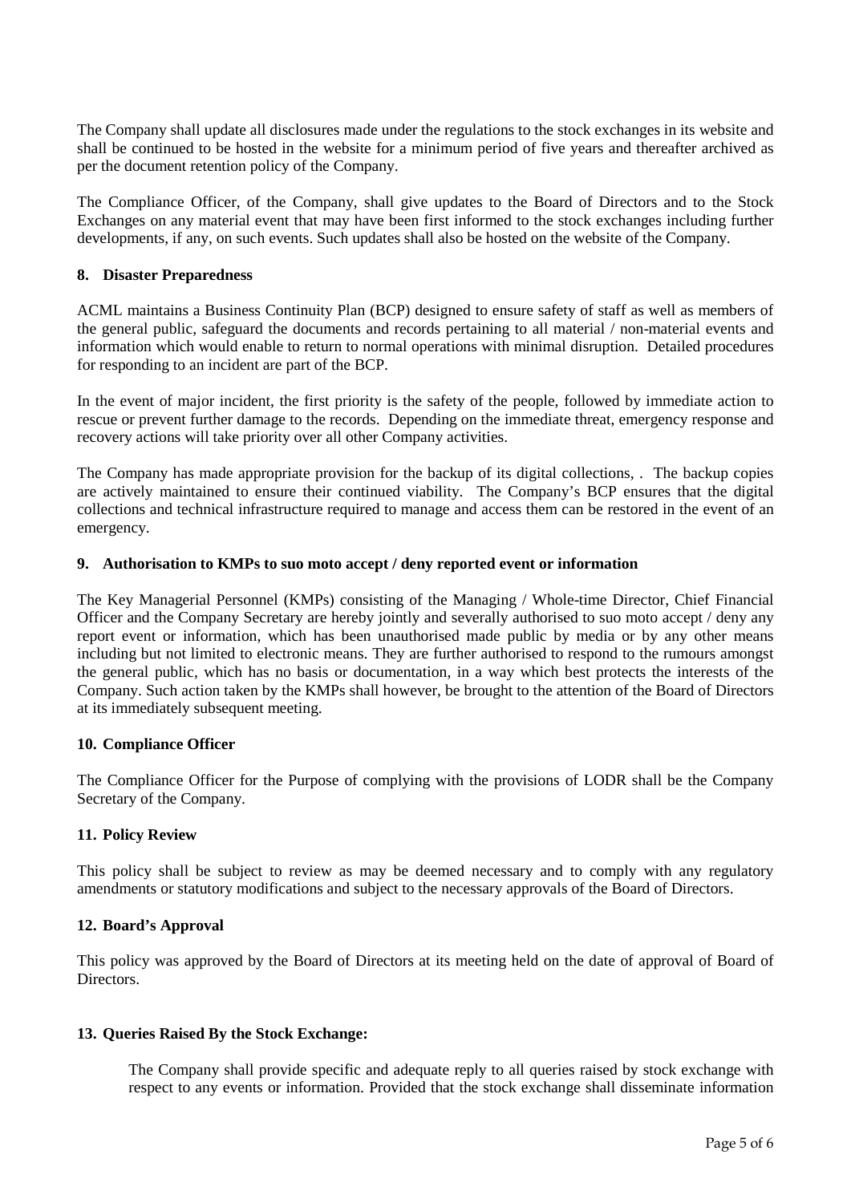The Company shall update all disclosures made under the regulations to the stock exchanges in its website and shall be continued to be hosted in the website for a minimum period of five years and thereafter archived as per the document retention policy of the Company.

The Compliance Officer, of the Company, shall give updates to the Board of Directors and to the Stock Exchanges on any material event that may have been first informed to the stock exchanges including further developments, if any, on such events. Such updates shall also be hosted on the website of the Company.

## 8. Disaster Preparedness

ACML maintains a Business Continuity Plan (BCP) designed to ensure safety of staff as well as members of the general public, safeguard the documents and records pertaining to all material / non-material events and information which would enable to return to normal operations with minimal disruption. Detailed procedures for responding to an incident are part of the BCP.

In the event of major incident, the first priority is the safety of the people, followed by immediate action to rescue or prevent further damage to the records. Depending on the immediate threat, emergency response and recovery actions will take priority over all other Company activities.

The Company has made appropriate provision for the backup of its digital collections, . The backup copies are actively maintained to ensure their continued viability. The Company's BCP ensures that the digital collections and technical infrastructure required to manage and access them can be restored in the event of an emergency.

## 9. Authorisation to KMPs to suo moto accept / deny reported event or information

The Key Managerial Personnel (KMPs) consisting of the Managing / Whole-time Director, Chief Financial Officer and the Company Secretary are hereby jointly and severally authorised to suo moto accept / deny any report event or information, which has been unauthorised made public by media or by any other means including but not limited to electronic means. They are further authorised to respond to the rumours amongst the general public, which has no basis or documentation, in a way which best protects the interests of the Company. Such action taken by the KMPs shall however, be brought to the attention of the Board of Directors at its immediately subsequent meeting.

## 10. Compliance Officer

The Compliance Officer for the Purpose of complying with the provisions of LODR shall be the Company Secretary of the Company.

## 11. Policy Review

This policy shall be subject to review as may be deemed necessary and to comply with any regulatory amendments or statutory modifications and subject to the necessary approvals of the Board of Directors.

## 12. Board's Approval

This policy was approved by the Board of Directors at its meeting held on the date of approval of Board of Directors.

## 13. Queries Raised By the Stock Exchange:

The Company shall provide specific and adequate reply to all queries raised by stock exchange with respect to any events or information. Provided that the stock exchange shall disseminate information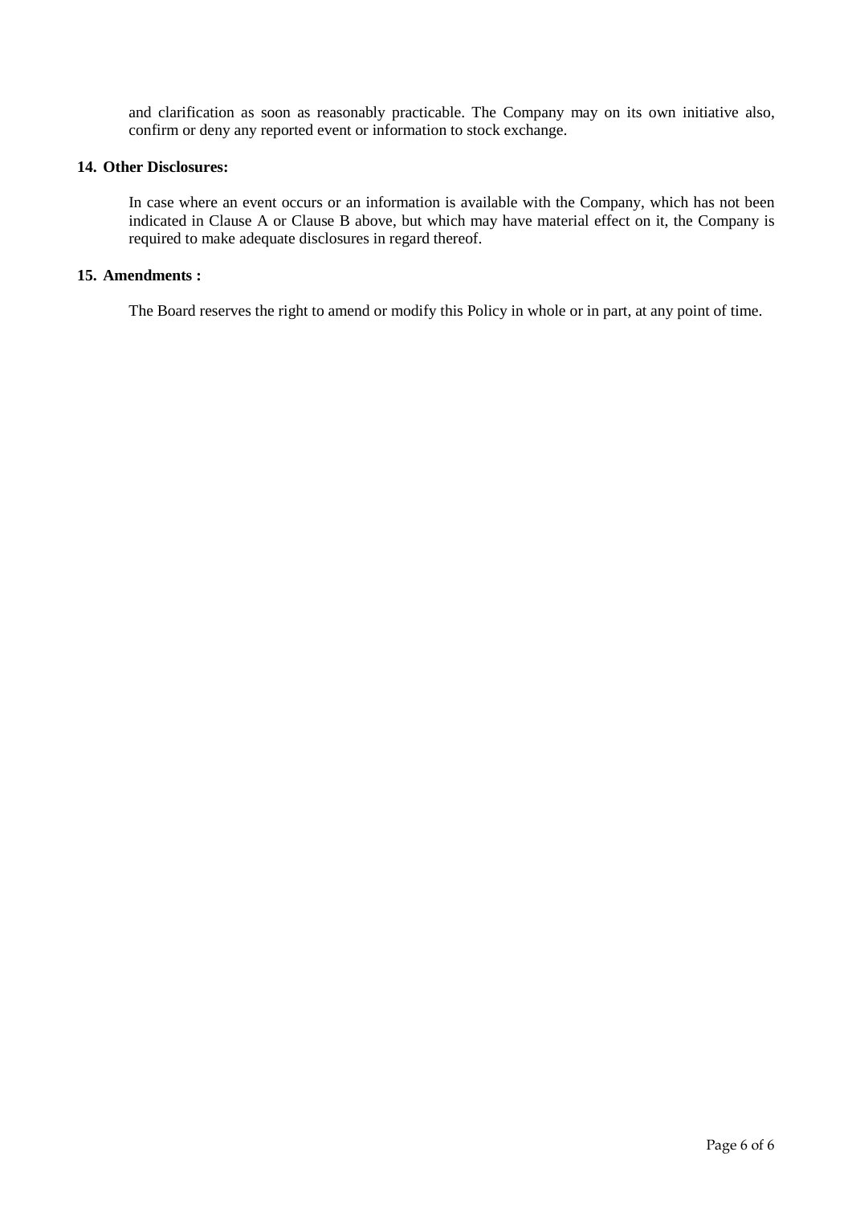and clarification as soon as reasonably practicable. The Company may on its own initiative also, confirm or deny any reported event or information to stock exchange.

**14. Other Disclosures:**

In case where an event occurs or an information is available with the Company, which has not been indicated in Clause A or Clause B above, but which may have material effect on it, the Company is required to make adequate disclosures in regard thereof.

**15. Amendments :**

The Board reserves the right to amend or modify this Policy in whole or in part, at any point of time.